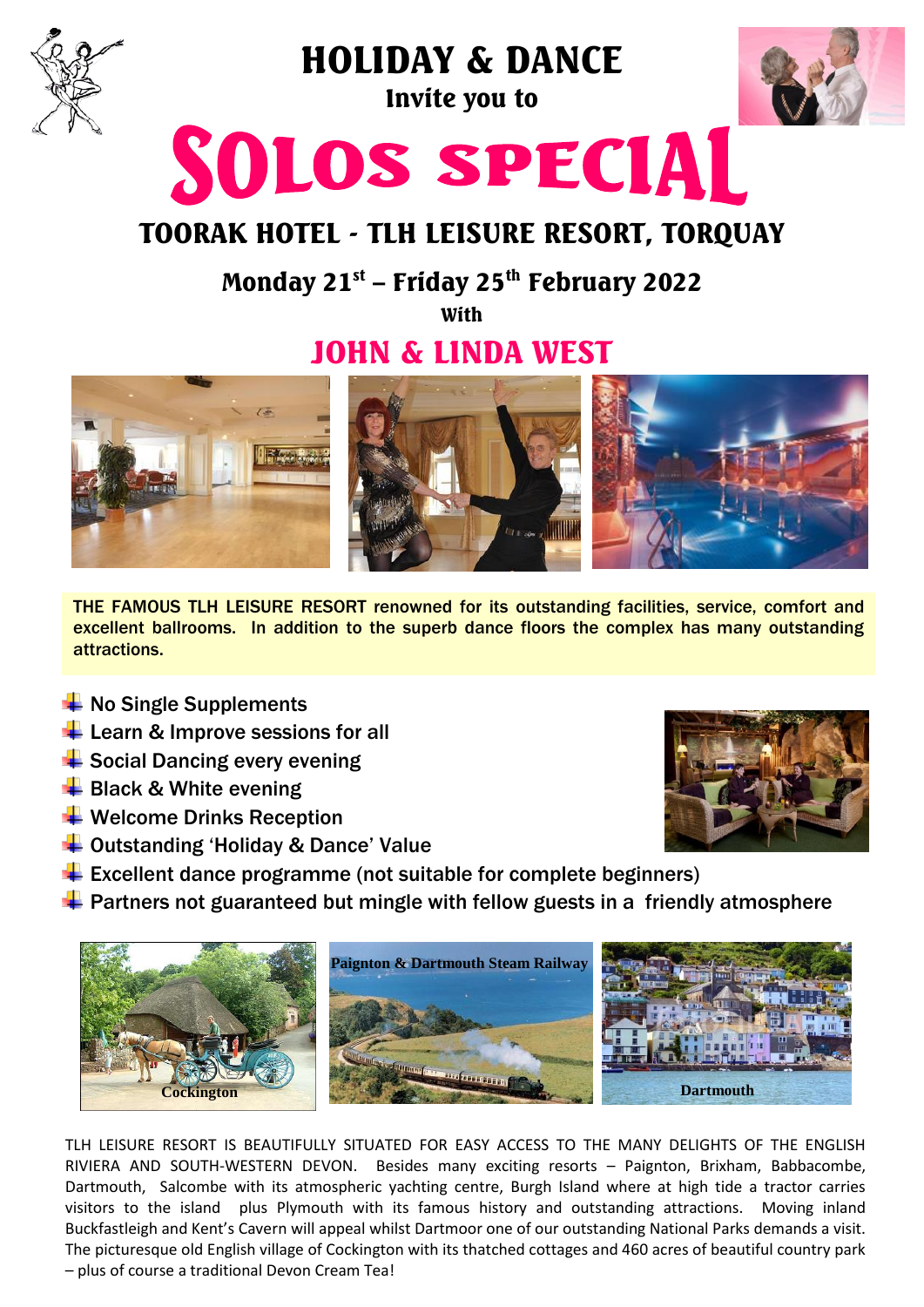# HOLIDAY & DANCE

Invite you to

# SOLOS SPECIAL

## TOORAK HOTEL - TLH LEISURE RESORT, TORQUAY

### Monday 21st – Friday 25th February 2022

With

## JOHN & LINDA WEST

**THE FAMOUS TLH LEISURE RESORT renowned for its outstanding facilities, service, comfort and excellent ballrooms. In addition to the superb dance floors the complex has many outstanding attractions.**

- No Single Supplements
- Learn & Improve sessions for all
- Social Dancing every evening
- Black & White evening
- Welcome Drinks Reception
- Outstanding 'Holiday & Dance' Value
- Excellent dance programme (not suitable for complete beginners)
- Partners not guaranteed but mingle with fellow guests in a friendly atmosphere

Cockington

Paignton & Dartmouth Steam Railway

Dartmouth

TLH LEISURE RESORT IS BEAUTIFULLY SITUATED FOR EASY ACCESS TO THE MANY DELIGHTS OF THE ENGLISH RIVIERA AND SOUTH-WESTERN DEVON. Besides many exciting resorts – Paignton, Brixham, Babbacombe, Dartmouth, Salcombe with its atmospheric yachting centre, Burgh Island where at high tide a tractor carries visitors to the island plus Plymouth with its famous history and outstanding attractions. Moving inland Buckfastleigh and Kent's Cavern will appeal whilst Dartmoor one of our outstanding National Parks demands a visit. The picturesque old English village of Cockington with its thatched cottages and 460 acres of beautiful country park – plus of course a traditional Devon Cream Tea!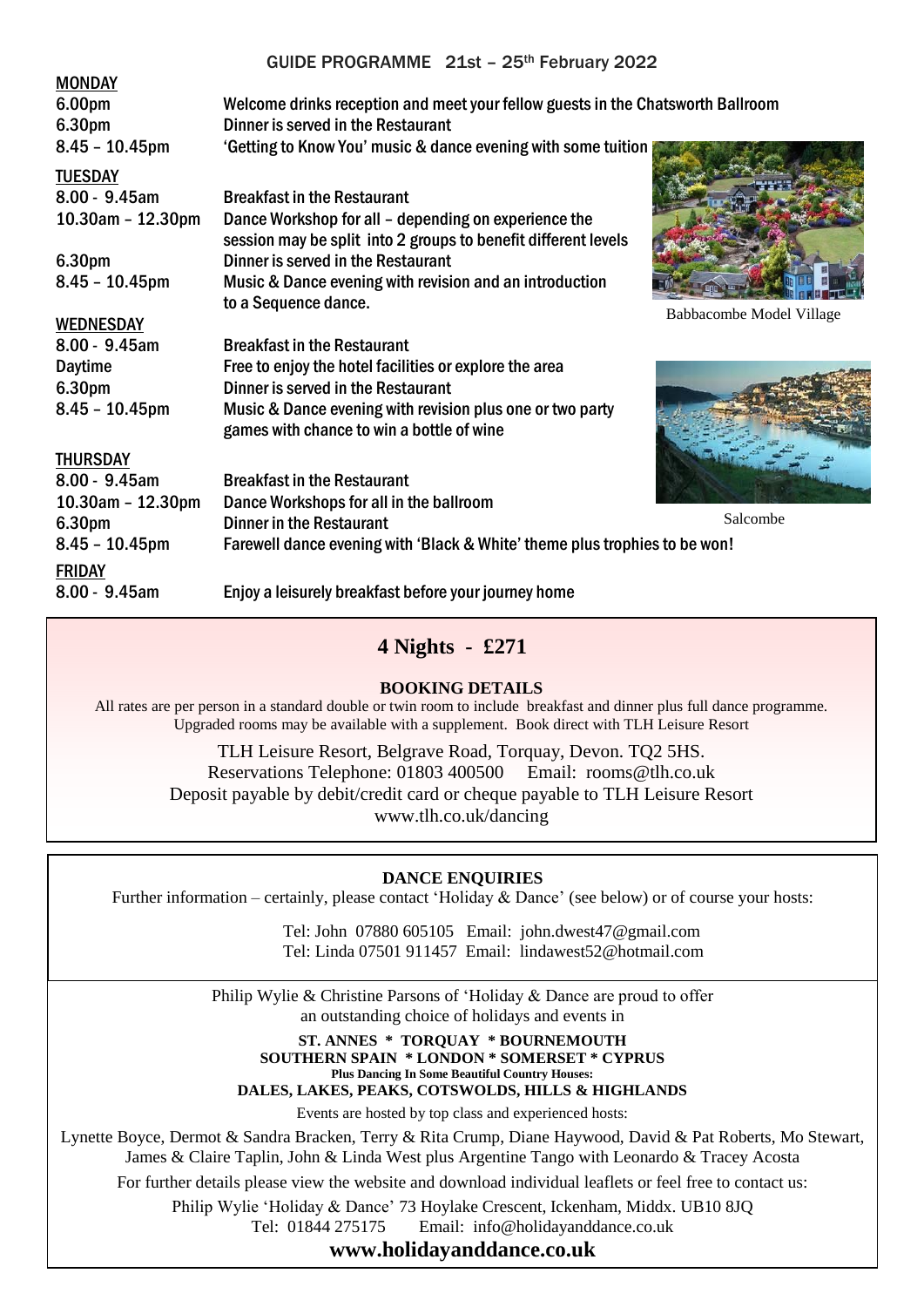## GUIDE PROGRAMME 21st – 25th February 2022

**MONDAY**

| | |
|---|---|
| 6.00pm | Welcome drinks reception and meet your fellow guests in the Chatsworth Ballroom |
| 6.30pm | Dinner is served in the Restaurant |
| 8.45 – 10.45pm | 'Getting to Know You' music & dance evening with some tuition |

**TUESDAY**

| | |
|---|---|
| 8.00 - 9.45am | Breakfast in the Restaurant |
| 10.30am – 12.30pm | Dance Workshop for all – depending on experience the session may be split into 2 groups to benefit different levels |
| 6.30pm | Dinner is served in the Restaurant |
| 8.45 – 10.45pm | Music & Dance evening with revision and an introduction to a Sequence dance. |

Babbacombe Model Village

**WEDNESDAY**

| | |
|---|---|
| 8.00 - 9.45am | Breakfast in the Restaurant |
| Daytime | Free to enjoy the hotel facilities or explore the area |
| 6.30pm | Dinner is served in the Restaurant |
| 8.45 – 10.45pm | Music & Dance evening with revision plus one or two party games with chance to win a bottle of wine |

**THURSDAY**

| | |
|---|---|
| 8.00 - 9.45am | Breakfast in the Restaurant |
| 10.30am – 12.30pm | Dance Workshops for all in the ballroom |
| 6.30pm | Dinner in the Restaurant |
| 8.45 – 10.45pm | Farewell dance evening with 'Black & White' theme plus trophies to be won! |

Salcombe

**FRIDAY**

| | |
|---|---|
| 8.00 - 9.45am | Enjoy a leisurely breakfast before your journey home |

## 4 Nights - £271

**BOOKING DETAILS**

All rates are per person in a standard double or twin room to include breakfast and dinner plus full dance programme. Upgraded rooms may be available with a supplement. Book direct with TLH Leisure Resort

TLH Leisure Resort, Belgrave Road, Torquay, Devon. TQ2 5HS.
Reservations Telephone: 01803 400500 Email: rooms@tlh.co.uk
Deposit payable by debit/credit card or cheque payable to TLH Leisure Resort
www.tlh.co.uk/dancing

**DANCE ENQUIRIES**

Further information – certainly, please contact 'Holiday & Dance' (see below) or of course your hosts:

Tel: John 07880 605105 Email: john.dwest47@gmail.com
Tel: Linda 07501 911457 Email: lindawest52@hotmail.com

Philip Wylie & Christine Parsons of 'Holiday & Dance are proud to offer an outstanding choice of holidays and events in

**ST. ANNES * TORQUAY * BOURNEMOUTH**
**SOUTHERN SPAIN * LONDON * SOMERSET * CYPRUS**
**Plus Dancing In Some Beautiful Country Houses:**
**DALES, LAKES, PEAKS, COTSWOLDS, HILLS & HIGHLANDS**

Events are hosted by top class and experienced hosts:

Lynette Boyce, Dermot & Sandra Bracken, Terry & Rita Crump, Diane Haywood, David & Pat Roberts, Mo Stewart, James & Claire Taplin, John & Linda West plus Argentine Tango with Leonardo & Tracey Acosta

For further details please view the website and download individual leaflets or feel free to contact us:

Philip Wylie 'Holiday & Dance' 73 Hoylake Crescent, Ickenham, Middx. UB10 8JQ
Tel: 01844 275175 Email: info@holidayanddance.co.uk

**www.holidayanddance.co.uk**